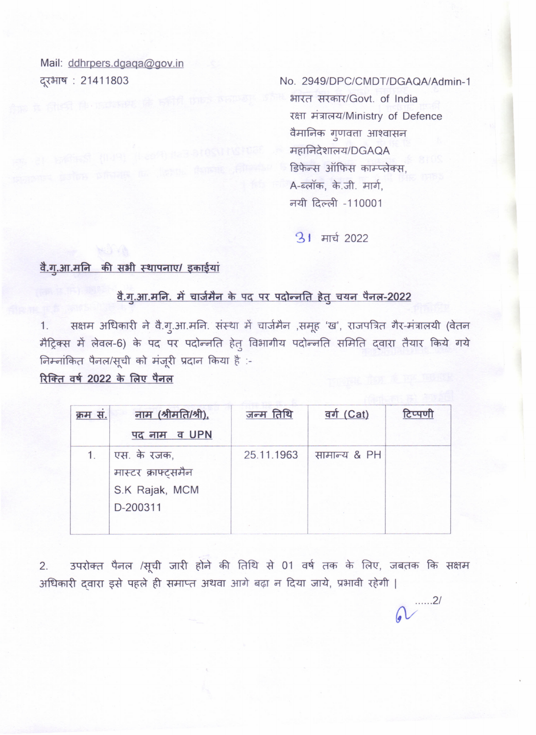Mail: ddhrpers.dgaqa@gov.in

दूरभाष : 21411803

No. 2949/DPC/CMDT/DGAQA/Admin-1

भारत सरकार/Govt. of India

रक्षा मंत्रालय/Ministry of Defence

वैमानिक गुणवत्ता आश्वासन

महानिदेशालय/DGAQA

डिफेन्स ऑफिस काम्प्लेक्स,

A-ब्लॉक, के.जी. मार्ग,

नयी दिल्ली -110001

31 मार्च 2022

**वै.गु.आ.मनि की सभी स्थापनाए/ इकाईयां**

**वै.गु.आ.मनि. में चार्जमैन के पद पर पदोन्नति हेतु चयन पैनल-2022**

1. सक्षम अधिकारी ने वै.गु.आ.मनि. संस्था में चार्जमैन ,समूह 'ख', राजपत्रित गैर-मंत्रालयी (वेतन मैट्रिक्स में लेवल-6) के पद पर पदोन्नति हेतु विभागीय पदोन्नति समिति द्वारा तैयार किये गये निम्नांकित पैनल/सूची को मंजूरी प्रदान किया है :-

**रिक्ति वर्ष 2022 के लिए पैनल**

| क्रम सं. | नाम (श्रीमति/श्री), पद नाम व UPN | जन्म तिथि | वर्ग (Cat) | टिप्पणी |
|---|---|---|---|---|
| 1. | एस. के रजक, मास्टर क्राफ्ट्समैन S.K Rajak, MCM D-200311 | 25.11.1963 | सामान्य & PH | |

2. उपरोक्त पैनल /सूची जारी होने की तिथि से 01 वर्ष तक के लिए, जबतक कि सक्षम अधिकारी द्वारा इसे पहले ही समाप्त अथवा आगे बढ़ा न दिया जाये, प्रभावी रहेगी |

......2/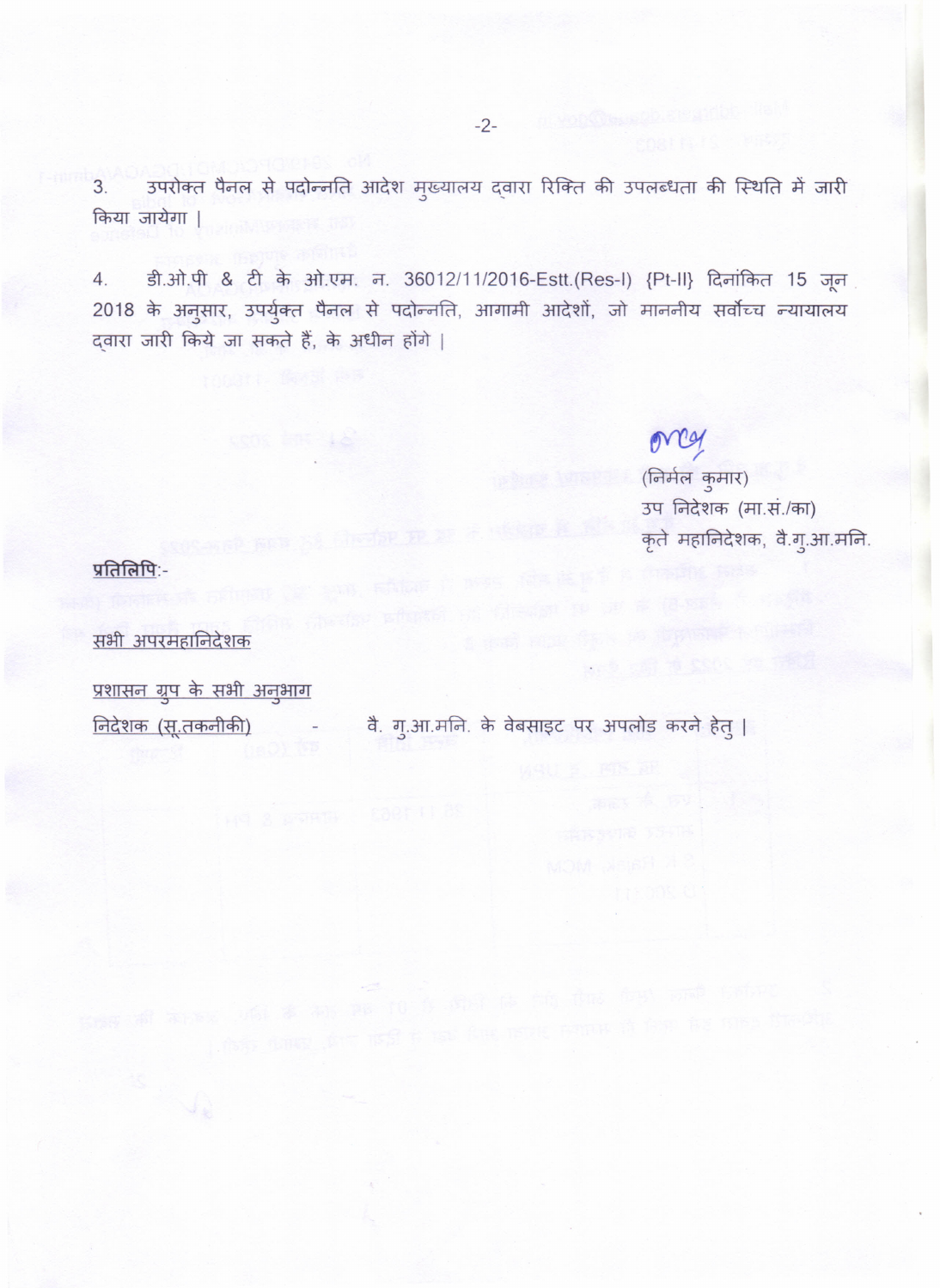3. उपरोक्त पैनल से पदोन्नति आदेश मुख्यालय द्वारा रिक्ति की उपलब्धता की स्थिति में जारी किया जायेगा |

4. डी.ओ.पी & टी के ओ.एम. न. 36012/11/2016-Estt.(Res-I) {Pt-II} दिनांकित 15 जून 2018 के अनुसार, उपर्युक्त पैनल से पदोन्नति, आगामी आदेशों, जो माननीय सर्वोच्च न्यायालय द्वारा जारी किये जा सकते हैं, के अधीन होंगे |

(निर्मल कुमार)
उप निदेशक (मा.सं./का)
कृते महानिदेशक, वै.गु.आ.मनि.

**प्रतिलिपि**:-

सभी अपरमहानिदेशक

प्रशासन ग्रुप के सभी अनुभाग

निदेशक (सू.तकनीकी) - वै. गु.आ.मनि. के वेबसाइट पर अपलोड करने हेतु |